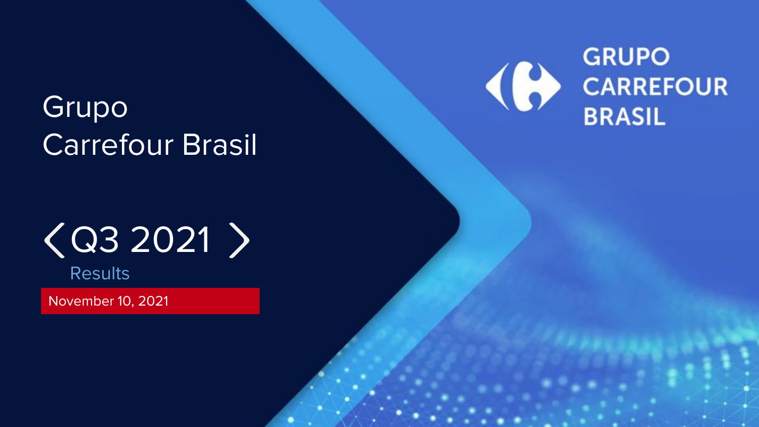# Grupo Carrefour Brasil

## Q3 2021

Results

November 10, 2021

GRUPO CARREFOUR BRASIL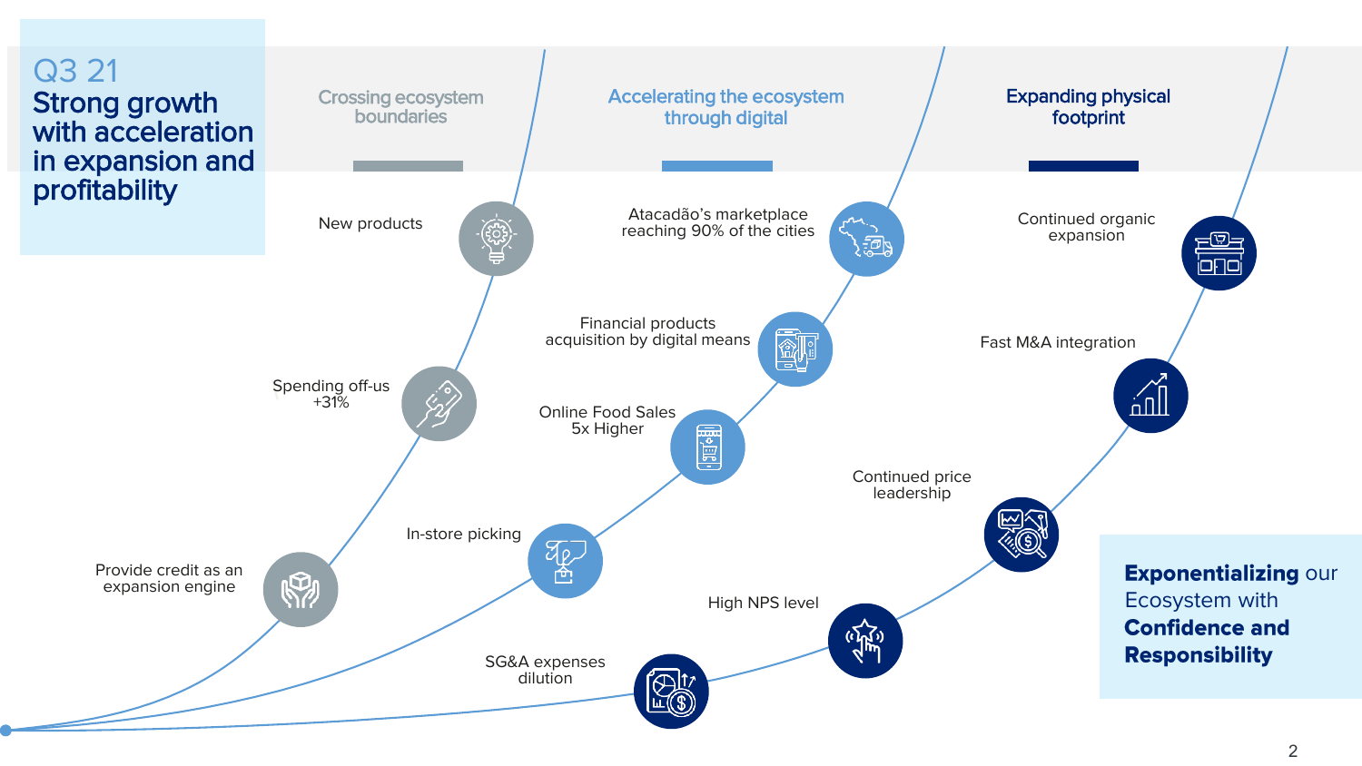# Q3 21

## Strong growth with acceleration in expansion and profitability

### Crossing ecosystem boundaries

- Provide credit as an expansion engine
- Spending off-us +31%
- New products

### Accelerating the ecosystem through digital

- In-store picking
- Online Food Sales 5x Higher
- Financial products acquisition by digital means
- Atacadão's marketplace reaching 90% of the cities

### Expanding physical footprint

- SG&A expenses dilution
- High NPS level
- Continued price leadership
- Fast M&A integration
- Continued organic expansion

**Exponentializing** our Ecosystem with **Confidence and Responsibility**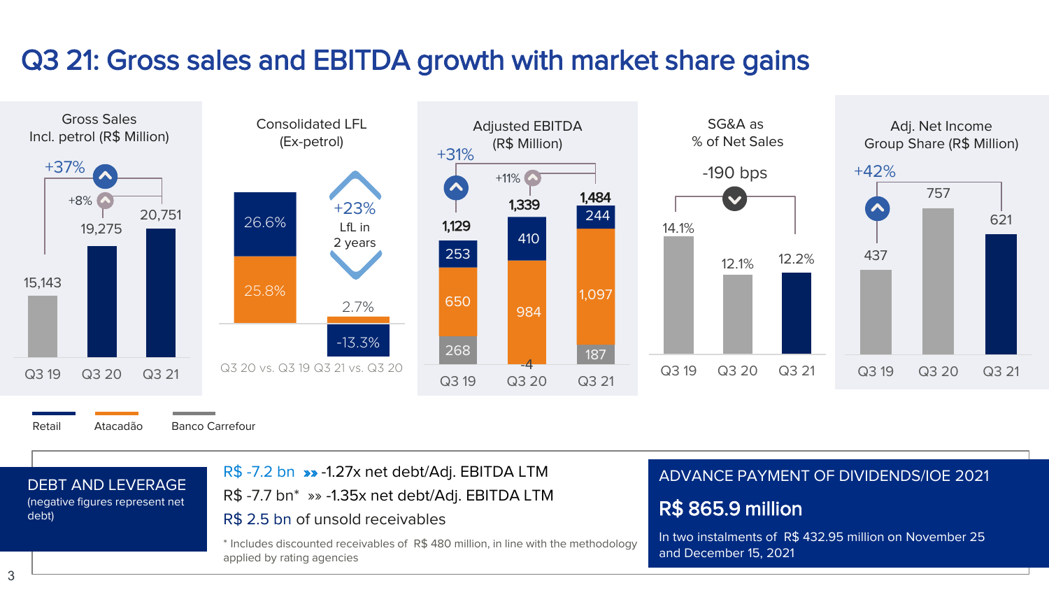# Q3 21: Gross sales and EBITDA growth with market share gains

### Gross Sales Incl. petrol (R$ Million)

+37% (Q3 21 vs. Q3 19) · +8% (Q3 21 vs. Q3 20)

| | Q3 19 | Q3 20 | Q3 21 |
|---|---|---|---|
| Gross Sales | 15,143 | 19,275 | 20,751 |

### Consolidated LFL (Ex-petrol)

+23% LfL in 2 years

| | Q3 20 vs. Q3 19 | Q3 21 vs. Q3 20 |
|---|---|---|
| Retail | 26.6% | -13.3% |
| Atacadão | 25.8% | 2.7% |

### Adjusted EBITDA (R$ Million)

+31% (Q3 21 vs. Q3 19) · +11% (Q3 21 vs. Q3 20)

| | Q3 19 | Q3 20 | Q3 21 |
|---|---|---|---|
| Retail | 253 | 410 | 244 |
| Atacadão | 650 | 984 | 1,097 |
| Banco Carrefour | 268 | -4 | 187 |
| **Total** | 1,129 | 1,339 | 1,484 |

### SG&A as % of Net Sales

-190 bps

| | Q3 19 | Q3 20 | Q3 21 |
|---|---|---|---|
| SG&A as % of Net Sales | 14.1% | 12.1% | 12.2% |

### Adj. Net Income Group Share (R$ Million)

+42%

| | Q3 19 | Q3 20 | Q3 21 |
|---|---|---|---|
| Adj. Net Income | 437 | 757 | 621 |

Retail · Atacadão · Banco Carrefour

## DEBT AND LEVERAGE

(negative figures represent net debt)

- R$ -7.2 bn »» -1.27x net debt/Adj. EBITDA LTM
- R$ -7.7 bn* »» -1.35x net debt/Adj. EBITDA LTM
- R$ 2.5 bn of unsold receivables

\* Includes discounted receivables of R$ 480 million, in line with the methodology applied by rating agencies

## ADVANCE PAYMENT OF DIVIDENDS/IOE 2021

**R$ 865.9 million**

In two instalments of R$ 432.95 million on November 25 and December 15, 2021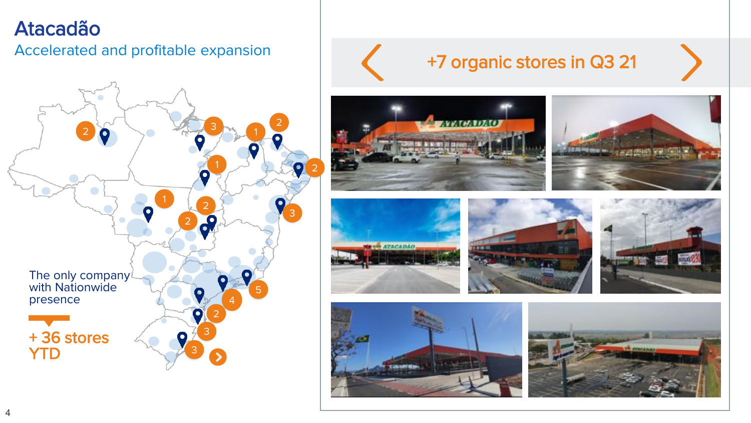# Atacadão

## Accelerated and profitable expansion

The only company with Nationwide presence

+ 36 stores YTD

+7 organic stores in Q3 21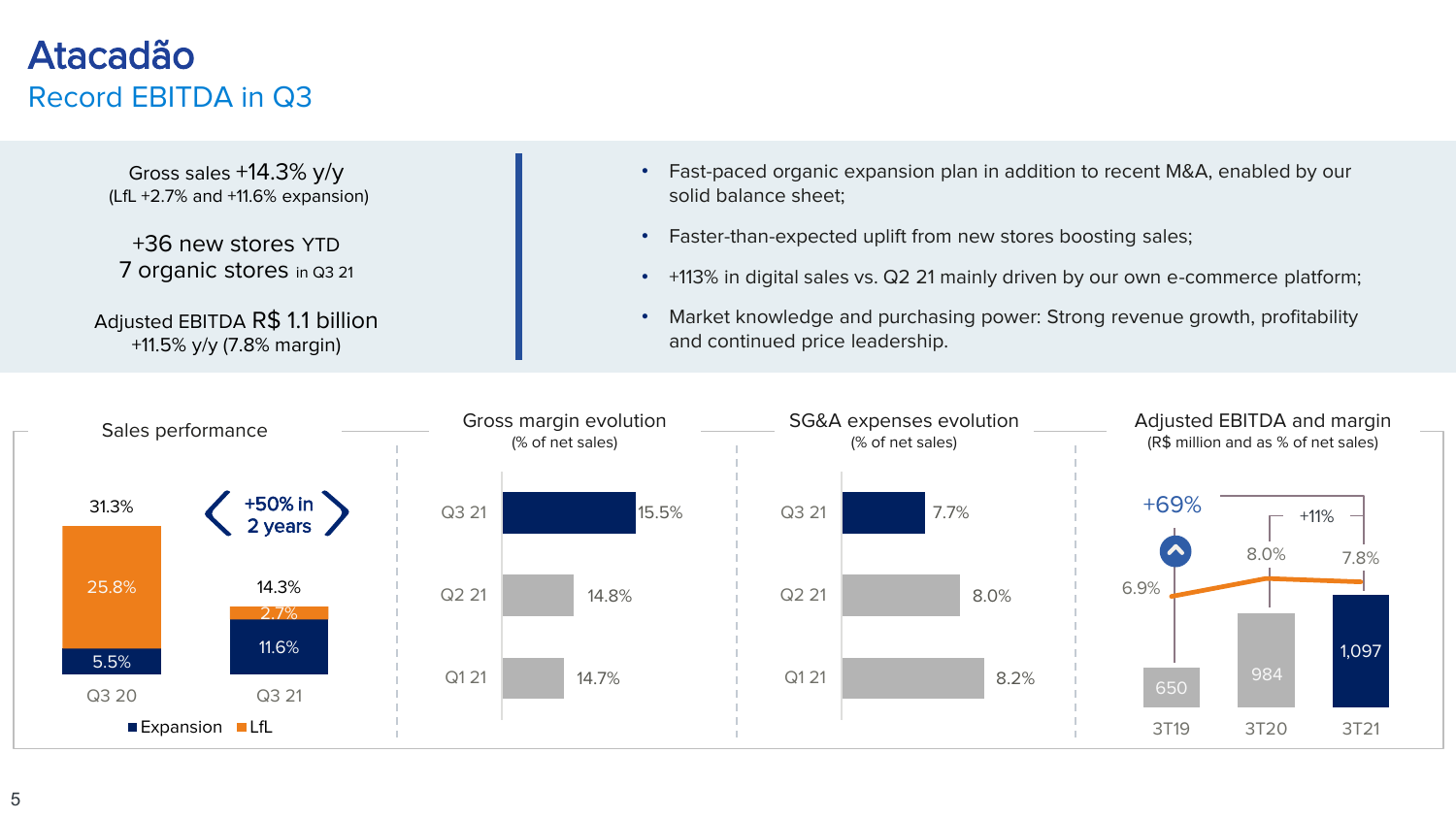# Atacadão

## Record EBITDA in Q3

Gross sales +14.3% y/y
(LfL +2.7% and +11.6% expansion)

+36 new stores YTD
7 organic stores in Q3 21

Adjusted EBITDA R$ 1.1 billion
+11.5% y/y (7.8% margin)

- Fast-paced organic expansion plan in addition to recent M&A, enabled by our solid balance sheet;
- Faster-than-expected uplift from new stores boosting sales;
- +113% in digital sales vs. Q2 21 mainly driven by our own e-commerce platform;
- Market knowledge and purchasing power: Strong revenue growth, profitability and continued price leadership.

### Sales performance

+50% in 2 years

| | Q3 20 | Q3 21 |
|---|---|---|
| LfL | 25.8% | 2.7% |
| Expansion | 5.5% | 11.6% |
| Total | 31.3% | 14.3% |

### Gross margin evolution
(% of net sales)

| Quarter | Gross margin |
|---|---|
| Q3 21 | 15.5% |
| Q2 21 | 14.8% |
| Q1 21 | 14.7% |

### SG&A expenses evolution
(% of net sales)

| Quarter | SG&A |
|---|---|
| Q3 21 | 7.7% |
| Q2 21 | 8.0% |
| Q1 21 | 8.2% |

### Adjusted EBITDA and margin
(R$ million and as % of net sales)

| | 3T19 | 3T20 | 3T21 |
|---|---|---|---|
| Adjusted EBITDA | 650 | 984 | 1,097 |
| Margin | 6.9% | 8.0% | 7.8% |

+69% (3T19 to 3T21); +11% (3T20 to 3T21)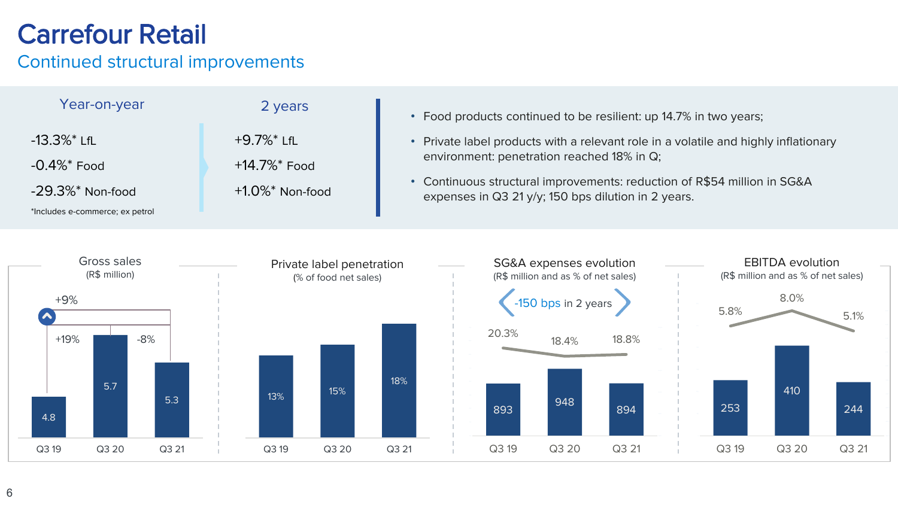# Carrefour Retail

## Continued structural improvements

| Year-on-year | 2 years |
|---|---|
| -13.3%* LfL | +9.7%* LfL |
| -0.4%* Food | +14.7%* Food |
| -29.3%* Non-food | +1.0%* Non-food |

*Includes e-commerce; ex petrol

- Food products continued to be resilient: up 14.7% in two years;
- Private label products with a relevant role in a volatile and highly inflationary environment: penetration reached 18% in Q;
- Continuous structural improvements: reduction of R$54 million in SG&A expenses in Q3 21 y/y; 150 bps dilution in 2 years.

### Gross sales
(R$ million)

| | Q3 19 | Q3 20 | Q3 21 |
|---|---|---|---|
| Gross sales | 4.8 | 5.7 | 5.3 |

+9% (Q3 19 to Q3 21); +19% (Q3 19 to Q3 20); -8% (Q3 20 to Q3 21)

### Private label penetration
(% of food net sales)

| | Q3 19 | Q3 20 | Q3 21 |
|---|---|---|---|
| Penetration | 13% | 15% | 18% |

### SG&A expenses evolution
(R$ million and as % of net sales)

-150 bps in 2 years

| | Q3 19 | Q3 20 | Q3 21 |
|---|---|---|---|
| SG&A (R$ million) | 893 | 948 | 894 |
| % of net sales | 20.3% | 18.4% | 18.8% |

### EBITDA evolution
(R$ million and as % of net sales)

| | Q3 19 | Q3 20 | Q3 21 |
|---|---|---|---|
| EBITDA (R$ million) | 253 | 410 | 244 |
| % of net sales | 5.8% | 8.0% | 5.1% |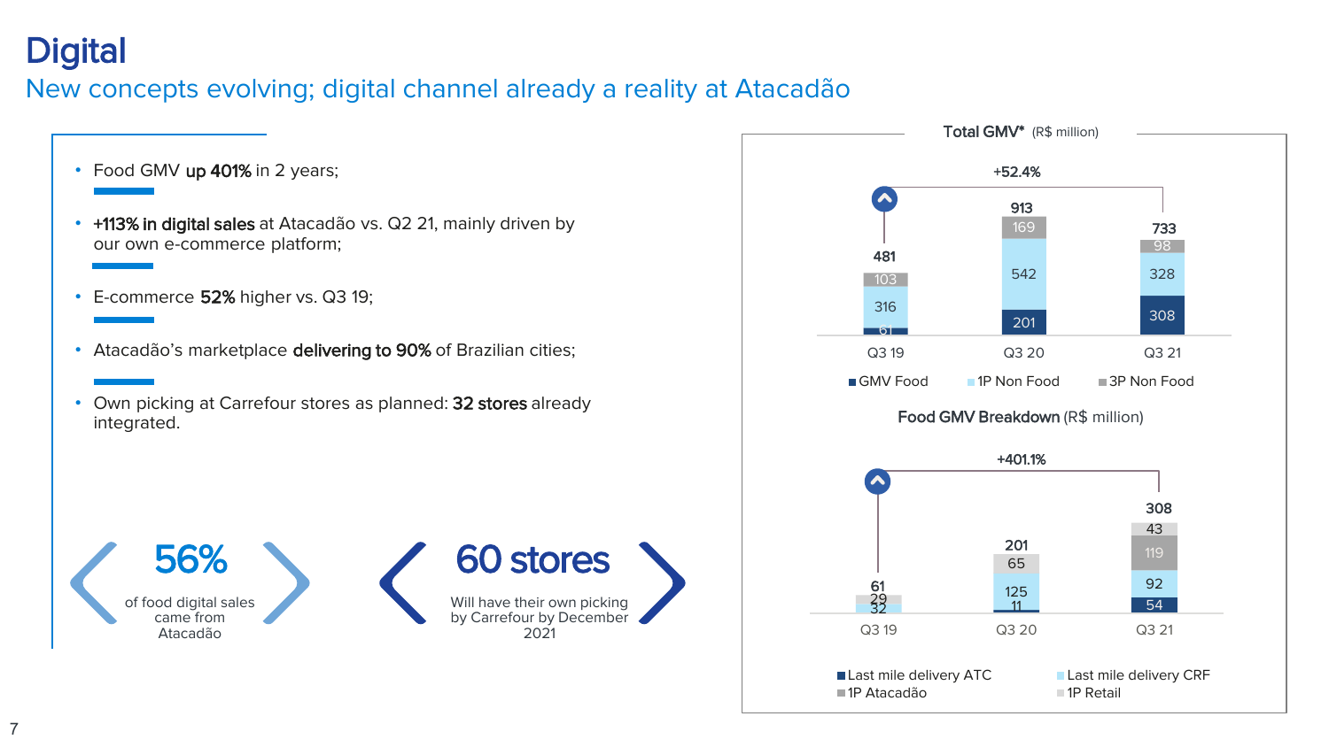# Digital

## New concepts evolving; digital channel already a reality at Atacadão

- Food GMV **up 401%** in 2 years;
- **+113% in digital sales** at Atacadão vs. Q2 21, mainly driven by our own e-commerce platform;
- E-commerce **52%** higher vs. Q3 19;
- Atacadão's marketplace **delivering to 90%** of Brazilian cities;
- Own picking at Carrefour stores as planned: **32 stores** already integrated.

**56%** of food digital sales came from Atacadão

**60 stores** Will have their own picking by Carrefour by December 2021

**Total GMV*** (R$ million)

+52.4%

| | Q3 19 | Q3 20 | Q3 21 |
|---|---|---|---|
| GMV Food | 61 | 201 | 308 |
| 1P Non Food | 316 | 542 | 328 |
| 3P Non Food | 103 | 169 | 98 |
| Total | 481 | 913 | 733 |

**Food GMV Breakdown** (R$ million)

+401.1%

| | Q3 19 | Q3 20 | Q3 21 |
|---|---|---|---|
| Last mile delivery ATC | | 11 | 54 |
| Last mile delivery CRF | 32 | 125 | 92 |
| 1P Atacadão | | | 119 |
| 1P Retail | 29 | 65 | 43 |
| Total | 61 | 201 | 308 |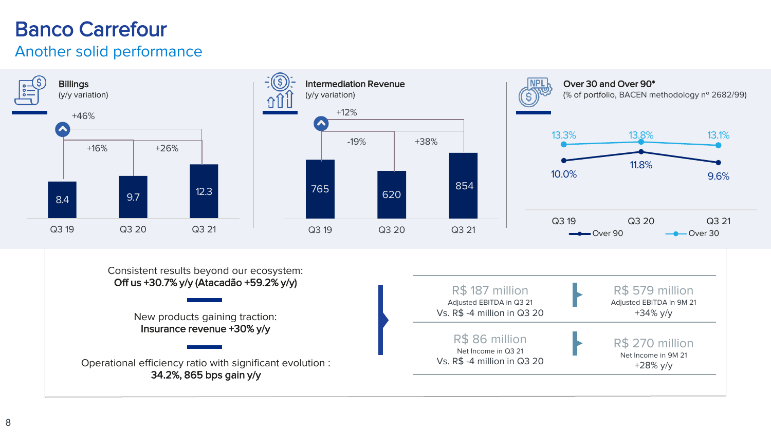# Banco Carrefour

## Another solid performance

### Billings
(y/y variation)

| | Q3 19 | Q3 20 | Q3 21 |
|---|---|---|---|
| Billings | 8.4 | 9.7 | 12.3 |

+16% (Q3 19 → Q3 20); +26% (Q3 20 → Q3 21); +46% (Q3 19 → Q3 21)

### Intermediation Revenue
(y/y variation)

| | Q3 19 | Q3 20 | Q3 21 |
|---|---|---|---|
| Intermediation Revenue | 765 | 620 | 854 |

-19% (Q3 19 → Q3 20); +38% (Q3 20 → Q3 21); +12% (Q3 19 → Q3 21)

### Over 30 and Over 90*
(% of portfolio, BACEN methodology nº 2682/99)

| | Q3 19 | Q3 20 | Q3 21 |
|---|---|---|---|
| Over 30 | 13.3% | 13.8% | 13.1% |
| Over 90 | 10.0% | 11.8% | 9.6% |

Consistent results beyond our ecosystem:
**Off us +30.7% y/y (Atacadão +59.2% y/y)**

New products gaining traction:
**Insurance revenue +30% y/y**

Operational efficiency ratio with significant evolution :
**34.2%, 865 bps gain y/y**

| | |
|---|---|
| R$ 187 million<br>Adjusted EBITDA in Q3 21<br>Vs. R$ -4 million in Q3 20 | R$ 579 million<br>Adjusted EBITDA in 9M 21<br>+34% y/y |
| R$ 86 million<br>Net Income in Q3 21<br>Vs. R$ -4 million in Q3 20 | R$ 270 million<br>Net Income in 9M 21<br>+28% y/y |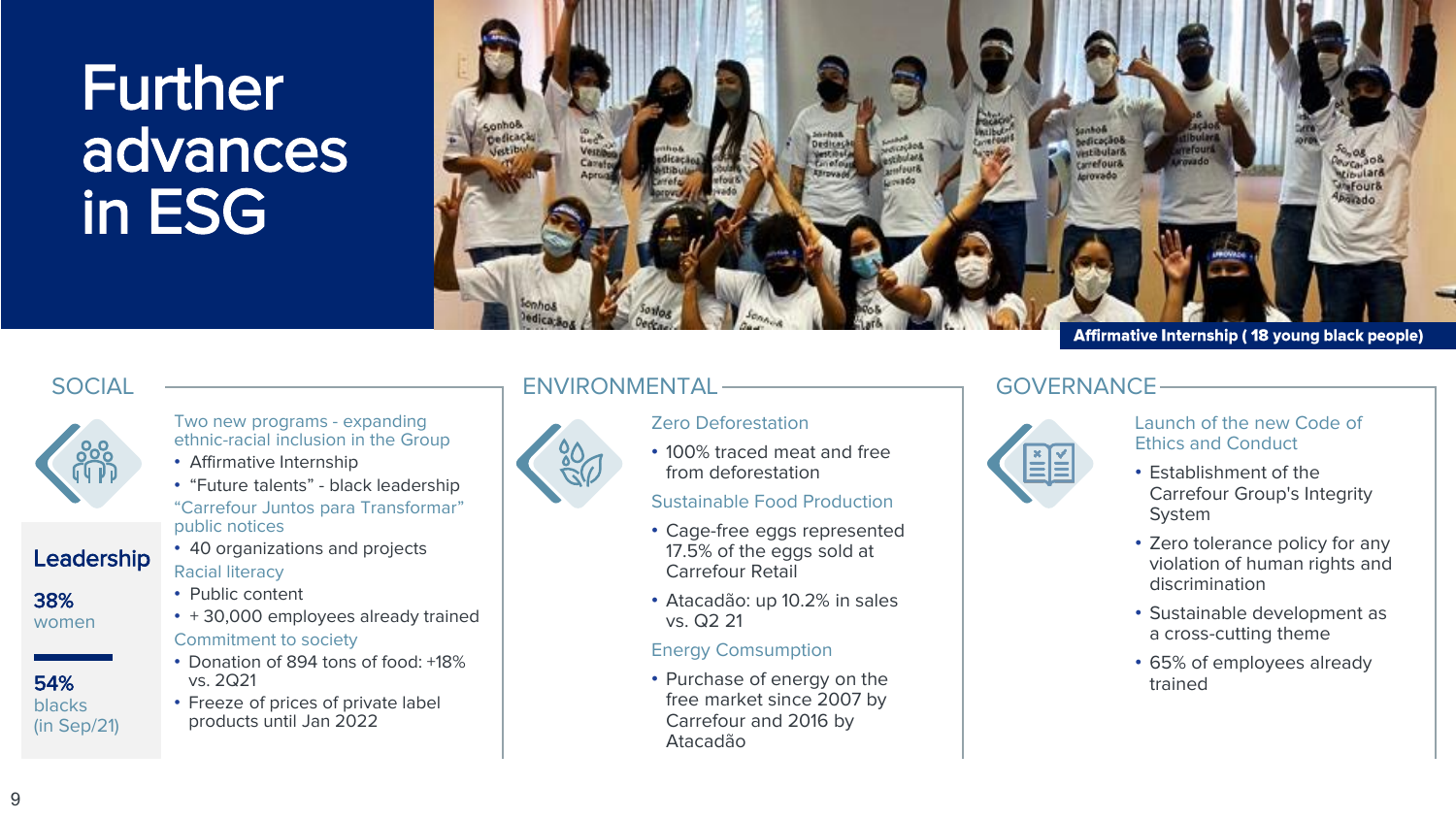# Further advances in ESG

Affirmative Internship ( 18 young black people)

## SOCIAL

### Leadership

**38%**
women

**54%**
blacks
(in Sep/21)

Two new programs - expanding ethnic-racial inclusion in the Group

- Affirmative Internship
- "Future talents" - black leadership

"Carrefour Juntos para Transformar" public notices

- 40 organizations and projects

Racial literacy

- Public content
- + 30,000 employees already trained

Commitment to society

- Donation of 894 tons of food: +18% vs. 2Q21
- Freeze of prices of private label products until Jan 2022

## ENVIRONMENTAL

Zero Deforestation

- 100% traced meat and free from deforestation

Sustainable Food Production

- Cage-free eggs represented 17.5% of the eggs sold at Carrefour Retail
- Atacadão: up 10.2% in sales vs. Q2 21

Energy Comsumption

- Purchase of energy on the free market since 2007 by Carrefour and 2016 by Atacadão

## GOVERNANCE

Launch of the new Code of Ethics and Conduct

- Establishment of the Carrefour Group's Integrity System
- Zero tolerance policy for any violation of human rights and discrimination
- Sustainable development as a cross-cutting theme
- 65% of employees already trained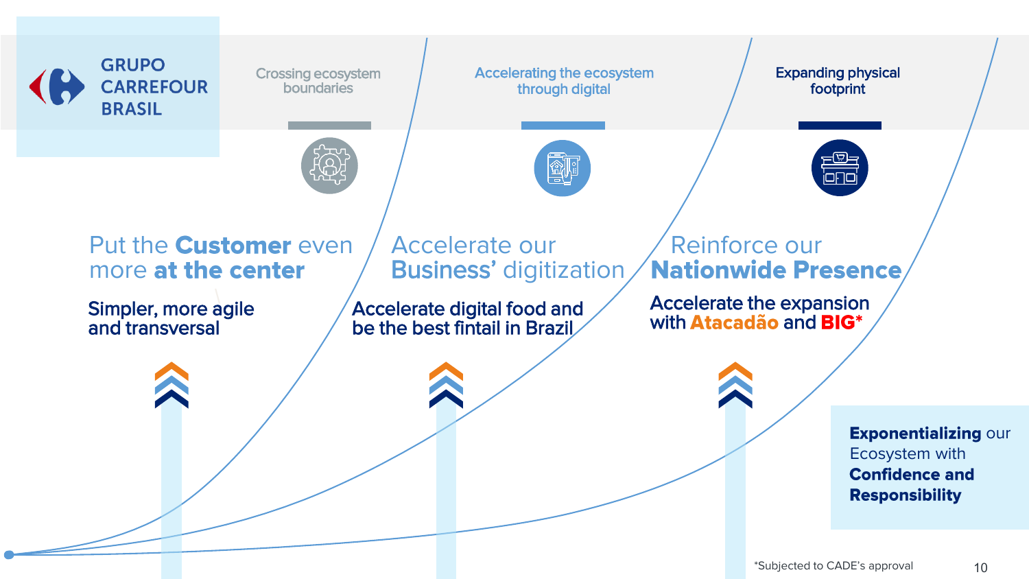**GRUPO CARREFOUR BRASIL**

| Crossing ecosystem boundaries | Accelerating the ecosystem through digital | Expanding physical footprint |
| --- | --- | --- |
| Put the **Customer** even more **at the center** | Accelerate our **Business'** digitization | Reinforce our **Nationwide Presence** |
| Simpler, more agile and transversal | Accelerate digital food and be the best fintail in Brazil | Accelerate the expansion with **Atacadão** and **BIG*** |

**Exponentializing** our Ecosystem with **Confidence and Responsibility**

*Subjected to CADE's approval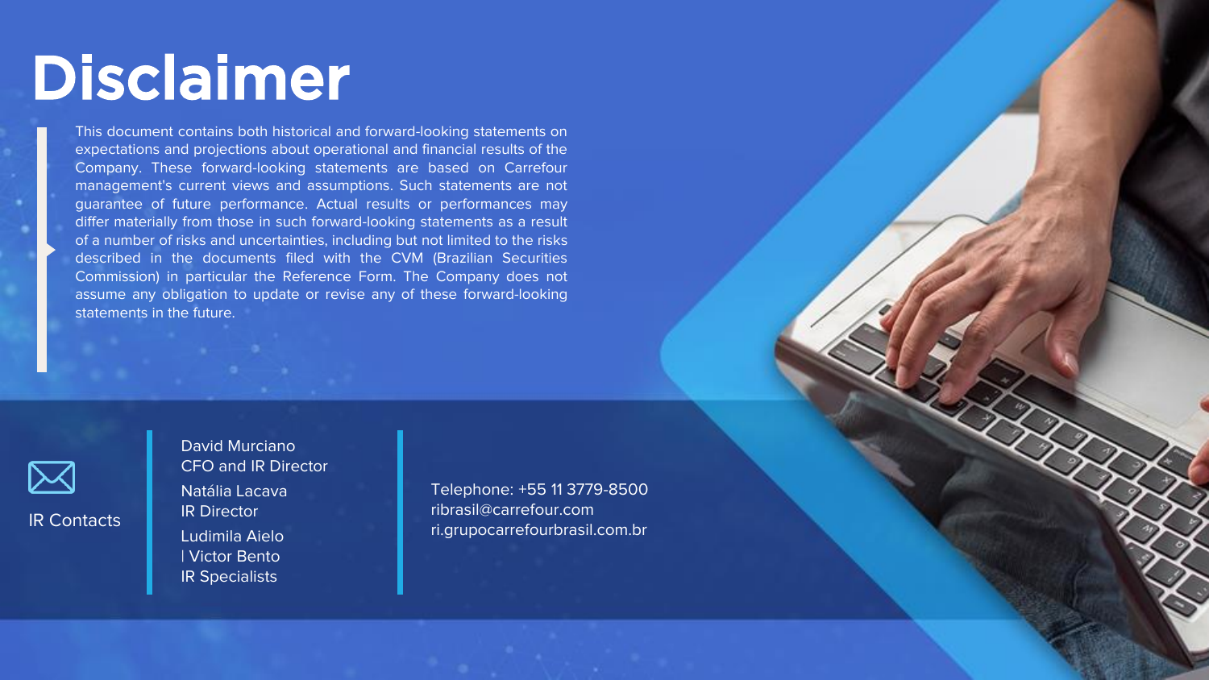# Disclaimer

This document contains both historical and forward-looking statements on expectations and projections about operational and financial results of the Company. These forward-looking statements are based on Carrefour management's current views and assumptions. Such statements are not guarantee of future performance. Actual results or performances may differ materially from those in such forward-looking statements as a result of a number of risks and uncertainties, including but not limited to the risks described in the documents filed with the CVM (Brazilian Securities Commission) in particular the Reference Form. The Company does not assume any obligation to update or revise any of these forward-looking statements in the future.

IR Contacts

David Murciano
CFO and IR Director

Natália Lacava
IR Director

Ludimila Aielo
| Victor Bento
IR Specialists

Telephone: +55 11 3779-8500
ribrasil@carrefour.com
ri.grupocarrefourbrasil.com.br